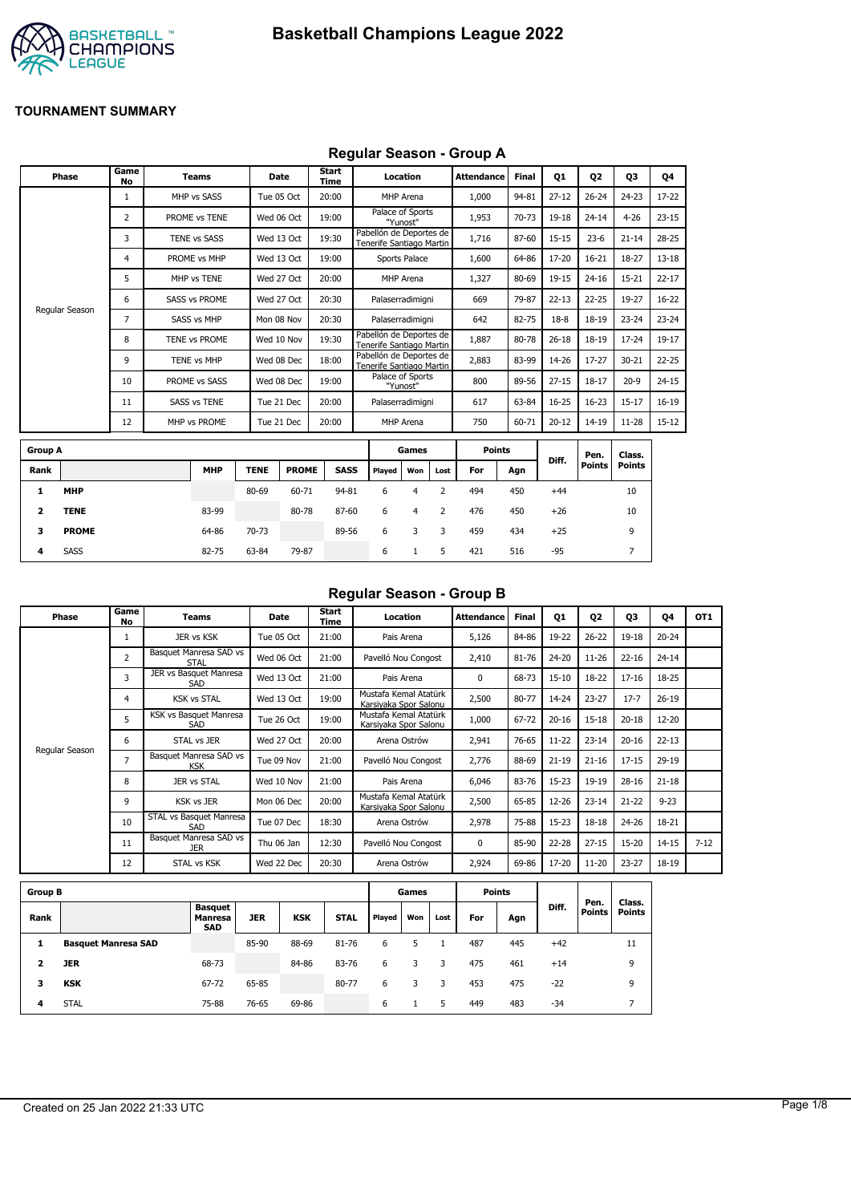# Basketball Champions League 2022

**TOURNAMENT SUMMARY**

## Regular Season - Group A

| Phase | Game No | Teams | Date | Start Time | Location | Attendance | Final | Q1 | Q2 | Q3 | Q4 |
|---|---|---|---|---|---|---|---|---|---|---|---|
| Regular Season | 1 | MHP vs SASS | Tue 05 Oct | 20:00 | MHP Arena | 1,000 | 94-81 | 27-12 | 26-24 | 24-23 | 17-22 |
| | 2 | PROME vs TENE | Wed 06 Oct | 19:00 | Palace of Sports "Yunost" | 1,953 | 70-73 | 19-18 | 24-14 | 4-26 | 23-15 |
| | 3 | TENE vs SASS | Wed 13 Oct | 19:30 | Pabellón de Deportes de Tenerife Santiago Martin | 1,716 | 87-60 | 15-15 | 23-6 | 21-14 | 28-25 |
| | 4 | PROME vs MHP | Wed 13 Oct | 19:00 | Sports Palace | 1,600 | 64-86 | 17-20 | 16-21 | 18-27 | 13-18 |
| | 5 | MHP vs TENE | Wed 27 Oct | 20:00 | MHP Arena | 1,327 | 80-69 | 19-15 | 24-16 | 15-21 | 22-17 |
| | 6 | SASS vs PROME | Wed 27 Oct | 20:30 | Palaserradimigni | 669 | 79-87 | 22-13 | 22-25 | 19-27 | 16-22 |
| | 7 | SASS vs MHP | Mon 08 Nov | 20:30 | Palaserradimigni | 642 | 82-75 | 18-8 | 18-19 | 23-24 | 23-24 |
| | 8 | TENE vs PROME | Wed 10 Nov | 19:30 | Pabellón de Deportes de Tenerife Santiago Martin | 1,887 | 80-78 | 26-18 | 18-19 | 17-24 | 19-17 |
| | 9 | TENE vs MHP | Wed 08 Dec | 18:00 | Pabellón de Deportes de Tenerife Santiago Martin | 2,883 | 83-99 | 14-26 | 17-27 | 30-21 | 22-25 |
| | 10 | PROME vs SASS | Wed 08 Dec | 19:00 | Palace of Sports "Yunost" | 800 | 89-56 | 27-15 | 18-17 | 20-9 | 24-15 |
| | 11 | SASS vs TENE | Tue 21 Dec | 20:00 | Palaserradimigni | 617 | 63-84 | 16-25 | 16-23 | 15-17 | 16-19 |
| | 12 | MHP vs PROME | Tue 21 Dec | 20:00 | MHP Arena | 750 | 60-71 | 20-12 | 14-19 | 11-28 | 15-12 |

| Group A | | | | | | Games | | | Points | | Diff. | Pen. Points | Class. Points |
|---|---|---|---|---|---|---|---|---|---|---|---|---|---|
| Rank | | MHP | TENE | PROME | SASS | Played | Won | Lost | For | Agn | | | |
| 1 | **MHP** | | 80-69 | 60-71 | 94-81 | 6 | 4 | 2 | 494 | 450 | +44 | | 10 |
| 2 | **TENE** | 83-99 | | 80-78 | 87-60 | 6 | 4 | 2 | 476 | 450 | +26 | | 10 |
| 3 | **PROME** | 64-86 | 70-73 | | 89-56 | 6 | 3 | 3 | 459 | 434 | +25 | | 9 |
| 4 | SASS | 82-75 | 63-84 | 79-87 | | 6 | 1 | 5 | 421 | 516 | -95 | | 7 |

## Regular Season - Group B

| Phase | Game No | Teams | Date | Start Time | Location | Attendance | Final | Q1 | Q2 | Q3 | Q4 | OT1 |
|---|---|---|---|---|---|---|---|---|---|---|---|---|
| Regular Season | 1 | JER vs KSK | Tue 05 Oct | 21:00 | Pais Arena | 5,126 | 84-86 | 19-22 | 26-22 | 19-18 | 20-24 | |
| | 2 | Basquet Manresa SAD vs STAL | Wed 06 Oct | 21:00 | Pavelló Nou Congost | 2,410 | 81-76 | 24-20 | 11-26 | 22-16 | 24-14 | |
| | 3 | JER vs Basquet Manresa SAD | Wed 13 Oct | 21:00 | Pais Arena | 0 | 68-73 | 15-10 | 18-22 | 17-16 | 18-25 | |
| | 4 | KSK vs STAL | Wed 13 Oct | 19:00 | Mustafa Kemal Atatürk Karsiyaka Spor Salonu | 2,500 | 80-77 | 14-24 | 23-27 | 17-7 | 26-19 | |
| | 5 | KSK vs Basquet Manresa SAD | Tue 26 Oct | 19:00 | Mustafa Kemal Atatürk Karsiyaka Spor Salonu | 1,000 | 67-72 | 20-16 | 15-18 | 20-18 | 12-20 | |
| | 6 | STAL vs JER | Wed 27 Oct | 20:00 | Arena Ostrów | 2,941 | 76-65 | 11-22 | 23-14 | 20-16 | 22-13 | |
| | 7 | Basquet Manresa SAD vs KSK | Tue 09 Nov | 21:00 | Pavelló Nou Congost | 2,776 | 88-69 | 21-19 | 21-16 | 17-15 | 29-19 | |
| | 8 | JER vs STAL | Wed 10 Nov | 21:00 | Pais Arena | 6,046 | 83-76 | 15-23 | 19-19 | 28-16 | 21-18 | |
| | 9 | KSK vs JER | Mon 06 Dec | 20:00 | Mustafa Kemal Atatürk Karsiyaka Spor Salonu | 2,500 | 65-85 | 12-26 | 23-14 | 21-22 | 9-23 | |
| | 10 | STAL vs Basquet Manresa SAD | Tue 07 Dec | 18:30 | Arena Ostrów | 2,978 | 75-88 | 15-23 | 18-18 | 24-26 | 18-21 | |
| | 11 | Basquet Manresa SAD vs JER | Thu 06 Jan | 12:30 | Pavelló Nou Congost | 0 | 85-90 | 22-28 | 27-15 | 15-20 | 14-15 | 7-12 |
| | 12 | STAL vs KSK | Wed 22 Dec | 20:30 | Arena Ostrów | 2,924 | 69-86 | 17-20 | 11-20 | 23-27 | 18-19 | |

| Group B | | | | | | Games | | | Points | | Diff. | Pen. Points | Class. Points |
|---|---|---|---|---|---|---|---|---|---|---|---|---|---|
| Rank | | Basquet Manresa SAD | JER | KSK | STAL | Played | Won | Lost | For | Agn | | | |
| 1 | **Basquet Manresa SAD** | | 85-90 | 88-69 | 81-76 | 6 | 5 | 1 | 487 | 445 | +42 | | 11 |
| 2 | **JER** | 68-73 | | 84-86 | 83-76 | 6 | 3 | 3 | 475 | 461 | +14 | | 9 |
| 3 | **KSK** | 67-72 | 65-85 | | 80-77 | 6 | 3 | 3 | 453 | 475 | -22 | | 9 |
| 4 | STAL | 75-88 | 76-65 | 69-86 | | 6 | 1 | 5 | 449 | 483 | -34 | | 7 |

Created on 25 Jan 2022 21:33 UTC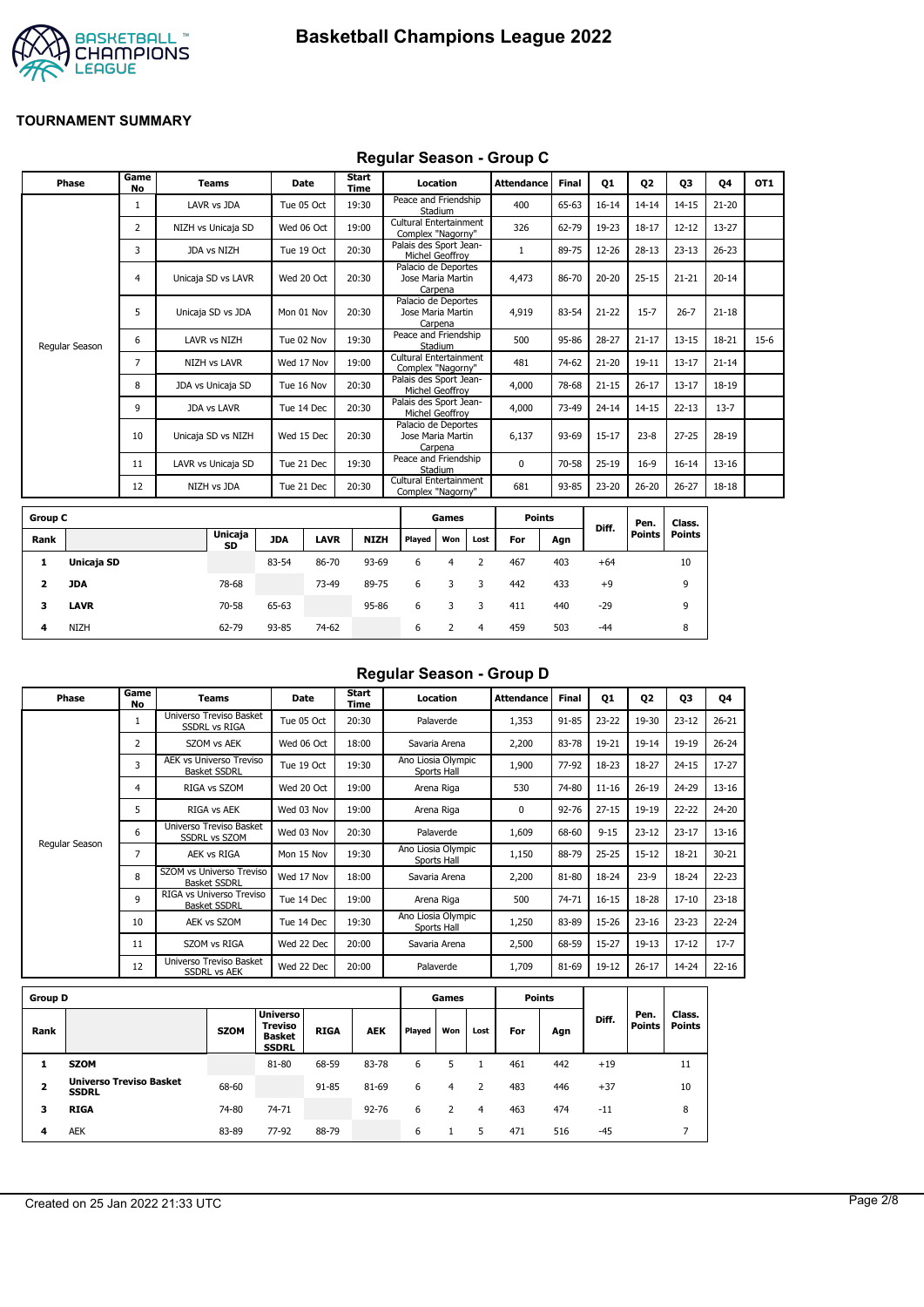# Basketball Champions League 2022

## TOURNAMENT SUMMARY

### Regular Season - Group C

| Phase | Game No | Teams | Date | Start Time | Location | Attendance | Final | Q1 | Q2 | Q3 | Q4 | OT1 |
|---|---|---|---|---|---|---|---|---|---|---|---|---|
| Regular Season | 1 | LAVR vs JDA | Tue 05 Oct | 19:30 | Peace and Friendship Stadium | 400 | 65-63 | 16-14 | 14-14 | 14-15 | 21-20 | |
| | 2 | NIZH vs Unicaja SD | Wed 06 Oct | 19:00 | Cultural Entertainment Complex "Nagorny" | 326 | 62-79 | 19-23 | 18-17 | 12-12 | 13-27 | |
| | 3 | JDA vs NIZH | Tue 19 Oct | 20:30 | Palais des Sport Jean-Michel Geoffroy | 1 | 89-75 | 12-26 | 28-13 | 23-13 | 26-23 | |
| | 4 | Unicaja SD vs LAVR | Wed 20 Oct | 20:30 | Palacio de Deportes Jose Maria Martin Carpena | 4,473 | 86-70 | 20-20 | 25-15 | 21-21 | 20-14 | |
| | 5 | Unicaja SD vs JDA | Mon 01 Nov | 20:30 | Palacio de Deportes Jose Maria Martin Carpena | 4,919 | 83-54 | 21-22 | 15-7 | 26-7 | 21-18 | |
| | 6 | LAVR vs NIZH | Tue 02 Nov | 19:30 | Peace and Friendship Stadium | 500 | 95-86 | 28-27 | 21-17 | 13-15 | 18-21 | 15-6 |
| | 7 | NIZH vs LAVR | Wed 17 Nov | 19:00 | Cultural Entertainment Complex "Nagorny" | 481 | 74-62 | 21-20 | 19-11 | 13-17 | 21-14 | |
| | 8 | JDA vs Unicaja SD | Tue 16 Nov | 20:30 | Palais des Sport Jean-Michel Geoffroy | 4,000 | 78-68 | 21-15 | 26-17 | 13-17 | 18-19 | |
| | 9 | JDA vs LAVR | Tue 14 Dec | 20:30 | Palais des Sport Jean-Michel Geoffroy | 4,000 | 73-49 | 24-14 | 14-15 | 22-13 | 13-7 | |
| | 10 | Unicaja SD vs NIZH | Wed 15 Dec | 20:30 | Palacio de Deportes Jose Maria Martin Carpena | 6,137 | 93-69 | 15-17 | 23-8 | 27-25 | 28-19 | |
| | 11 | LAVR vs Unicaja SD | Tue 21 Dec | 19:30 | Peace and Friendship Stadium | 0 | 70-58 | 25-19 | 16-9 | 16-14 | 13-16 | |
| | 12 | NIZH vs JDA | Tue 21 Dec | 20:30 | Cultural Entertainment Complex "Nagorny" | 681 | 93-85 | 23-20 | 26-20 | 26-27 | 18-18 | |

| Group C | | | | | | Games | | | Points | | | | |
|---|---|---|---|---|---|---|---|---|---|---|---|---|---|
| Rank | | Unicaja SD | JDA | LAVR | NIZH | Played | Won | Lost | For | Agn | Diff. | Pen. Points | Class. Points |
| 1 | **Unicaja SD** | | 83-54 | 86-70 | 93-69 | 6 | 4 | 2 | 467 | 403 | +64 | | 10 |
| 2 | **JDA** | 78-68 | | 73-49 | 89-75 | 6 | 3 | 3 | 442 | 433 | +9 | | 9 |
| 3 | **LAVR** | 70-58 | 65-63 | | 95-86 | 6 | 3 | 3 | 411 | 440 | -29 | | 9 |
| 4 | NIZH | 62-79 | 93-85 | 74-62 | | 6 | 2 | 4 | 459 | 503 | -44 | | 8 |

### Regular Season - Group D

| Phase | Game No | Teams | Date | Start Time | Location | Attendance | Final | Q1 | Q2 | Q3 | Q4 |
|---|---|---|---|---|---|---|---|---|---|---|---|
| Regular Season | 1 | Universo Treviso Basket SSDRL vs RIGA | Tue 05 Oct | 20:30 | Palaverde | 1,353 | 91-85 | 23-22 | 19-30 | 23-12 | 26-21 |
| | 2 | SZOM vs AEK | Wed 06 Oct | 18:00 | Savaria Arena | 2,200 | 83-78 | 19-21 | 19-14 | 19-19 | 26-24 |
| | 3 | AEK vs Universo Treviso Basket SSDRL | Tue 19 Oct | 19:30 | Ano Liosia Olympic Sports Hall | 1,900 | 77-92 | 18-23 | 18-27 | 24-15 | 17-27 |
| | 4 | RIGA vs SZOM | Wed 20 Oct | 19:00 | Arena Riga | 530 | 74-80 | 11-16 | 26-19 | 24-29 | 13-16 |
| | 5 | RIGA vs AEK | Wed 03 Nov | 19:00 | Arena Riga | 0 | 92-76 | 27-15 | 19-19 | 22-22 | 24-20 |
| | 6 | Universo Treviso Basket SSDRL vs SZOM | Wed 03 Nov | 20:30 | Palaverde | 1,609 | 68-60 | 9-15 | 23-12 | 23-17 | 13-16 |
| | 7 | AEK vs RIGA | Mon 15 Nov | 19:30 | Ano Liosia Olympic Sports Hall | 1,150 | 88-79 | 25-25 | 15-12 | 18-21 | 30-21 |
| | 8 | SZOM vs Universo Treviso Basket SSDRL | Wed 17 Nov | 18:00 | Savaria Arena | 2,200 | 81-80 | 18-24 | 23-9 | 18-24 | 22-23 |
| | 9 | RIGA vs Universo Treviso Basket SSDRL | Tue 14 Dec | 19:00 | Arena Riga | 500 | 74-71 | 16-15 | 18-28 | 17-10 | 23-18 |
| | 10 | AEK vs SZOM | Tue 14 Dec | 19:30 | Ano Liosia Olympic Sports Hall | 1,250 | 83-89 | 15-26 | 23-16 | 23-23 | 22-24 |
| | 11 | SZOM vs RIGA | Wed 22 Dec | 20:00 | Savaria Arena | 2,500 | 68-59 | 15-27 | 19-13 | 17-12 | 17-7 |
| | 12 | Universo Treviso Basket SSDRL vs AEK | Wed 22 Dec | 20:00 | Palaverde | 1,709 | 81-69 | 19-12 | 26-17 | 14-24 | 22-16 |

| Group D | | | | | | Games | | | Points | | | | |
|---|---|---|---|---|---|---|---|---|---|---|---|---|---|
| Rank | | SZOM | Universo Treviso Basket SSDRL | RIGA | AEK | Played | Won | Lost | For | Agn | Diff. | Pen. Points | Class. Points |
| 1 | **SZOM** | | 81-80 | 68-59 | 83-78 | 6 | 5 | 1 | 461 | 442 | +19 | | 11 |
| 2 | **Universo Treviso Basket SSDRL** | 68-60 | | 91-85 | 81-69 | 6 | 4 | 2 | 483 | 446 | +37 | | 10 |
| 3 | **RIGA** | 74-80 | 74-71 | | 92-76 | 6 | 2 | 4 | 463 | 474 | -11 | | 8 |
| 4 | AEK | 83-89 | 77-92 | 88-79 | | 6 | 1 | 5 | 471 | 516 | -45 | | 7 |

Created on 25 Jan 2022 21:33 UTC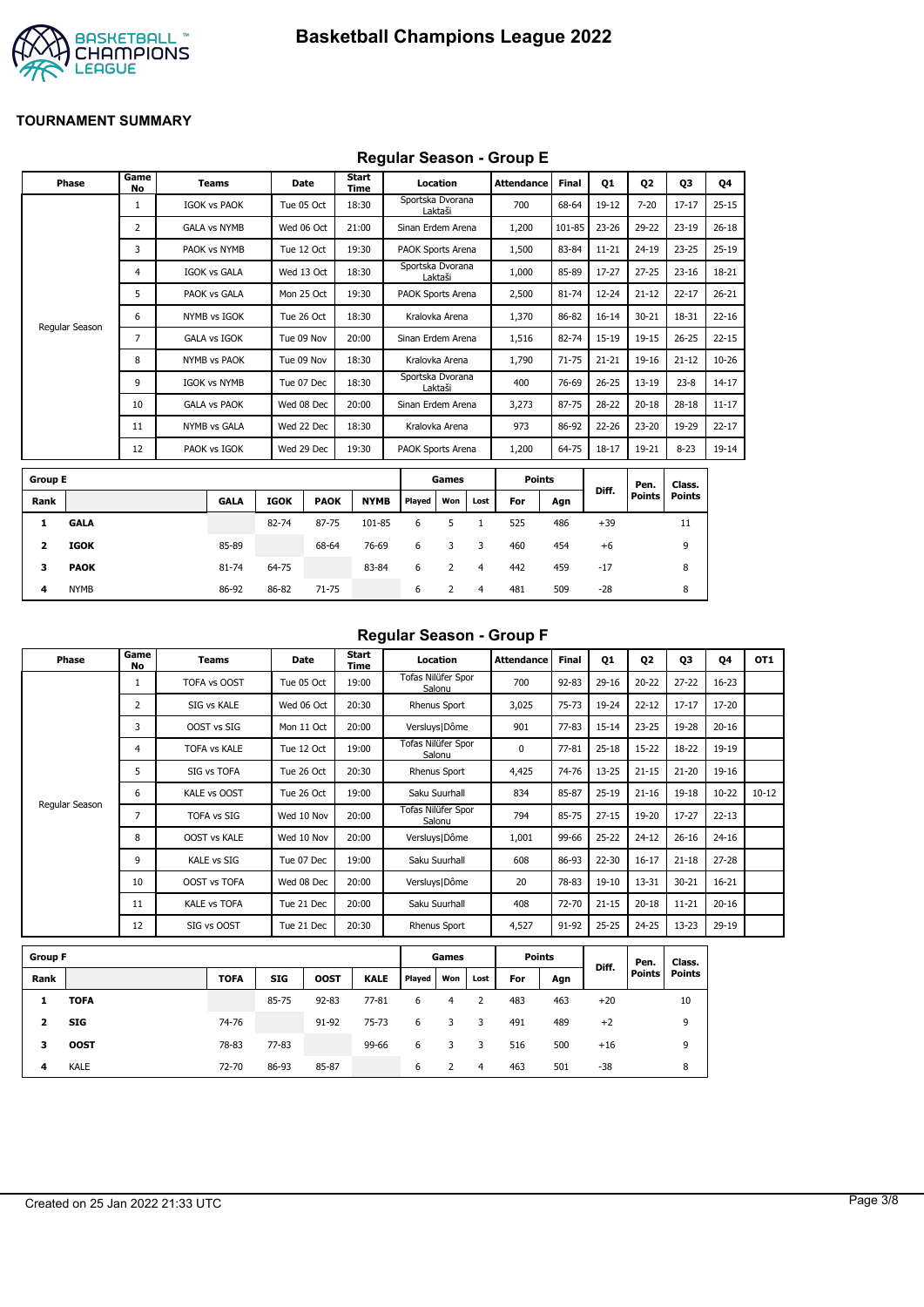# Basketball Champions League 2022

**TOURNAMENT SUMMARY**

## Regular Season - Group E

| Phase | Game No | Teams | Date | Start Time | Location | Attendance | Final | Q1 | Q2 | Q3 | Q4 |
|---|---|---|---|---|---|---|---|---|---|---|---|
| Regular Season | 1 | IGOK vs PAOK | Tue 05 Oct | 18:30 | Sportska Dvorana Laktaši | 700 | 68-64 | 19-12 | 7-20 | 17-17 | 25-15 |
| | 2 | GALA vs NYMB | Wed 06 Oct | 21:00 | Sinan Erdem Arena | 1,200 | 101-85 | 23-26 | 29-22 | 23-19 | 26-18 |
| | 3 | PAOK vs NYMB | Tue 12 Oct | 19:30 | PAOK Sports Arena | 1,500 | 83-84 | 11-21 | 24-19 | 23-25 | 25-19 |
| | 4 | IGOK vs GALA | Wed 13 Oct | 18:30 | Sportska Dvorana Laktaši | 1,000 | 85-89 | 17-27 | 27-25 | 23-16 | 18-21 |
| | 5 | PAOK vs GALA | Mon 25 Oct | 19:30 | PAOK Sports Arena | 2,500 | 81-74 | 12-24 | 21-12 | 22-17 | 26-21 |
| | 6 | NYMB vs IGOK | Tue 26 Oct | 18:30 | Kralovka Arena | 1,370 | 86-82 | 16-14 | 30-21 | 18-31 | 22-16 |
| | 7 | GALA vs IGOK | Tue 09 Nov | 20:00 | Sinan Erdem Arena | 1,516 | 82-74 | 15-19 | 19-15 | 26-25 | 22-15 |
| | 8 | NYMB vs PAOK | Tue 09 Nov | 18:30 | Kralovka Arena | 1,790 | 71-75 | 21-21 | 19-16 | 21-12 | 10-26 |
| | 9 | IGOK vs NYMB | Tue 07 Dec | 18:30 | Sportska Dvorana Laktaši | 400 | 76-69 | 26-25 | 13-19 | 23-8 | 14-17 |
| | 10 | GALA vs PAOK | Wed 08 Dec | 20:00 | Sinan Erdem Arena | 3,273 | 87-75 | 28-22 | 20-18 | 28-18 | 11-17 |
| | 11 | NYMB vs GALA | Wed 22 Dec | 18:30 | Kralovka Arena | 973 | 86-92 | 22-26 | 23-20 | 19-29 | 22-17 |
| | 12 | PAOK vs IGOK | Wed 29 Dec | 19:30 | PAOK Sports Arena | 1,200 | 64-75 | 18-17 | 19-21 | 8-23 | 19-14 |

| Group E | | | | | | Games | | | Points | | Diff. | Pen. Points | Class. Points |
|---|---|---|---|---|---|---|---|---|---|---|---|---|---|
| Rank | | GALA | IGOK | PAOK | NYMB | Played | Won | Lost | For | Agn | | | |
| **1** | **GALA** | | 82-74 | 87-75 | 101-85 | 6 | 5 | 1 | 525 | 486 | +39 | | 11 |
| **2** | **IGOK** | 85-89 | | 68-64 | 76-69 | 6 | 3 | 3 | 460 | 454 | +6 | | 9 |
| **3** | **PAOK** | 81-74 | 64-75 | | 83-84 | 6 | 2 | 4 | 442 | 459 | -17 | | 8 |
| **4** | NYMB | 86-92 | 86-82 | 71-75 | | 6 | 2 | 4 | 481 | 509 | -28 | | 8 |

## Regular Season - Group F

| Phase | Game No | Teams | Date | Start Time | Location | Attendance | Final | Q1 | Q2 | Q3 | Q4 | OT1 |
|---|---|---|---|---|---|---|---|---|---|---|---|---|
| Regular Season | 1 | TOFA vs OOST | Tue 05 Oct | 19:00 | Tofas Nilüfer Spor Salonu | 700 | 92-83 | 29-16 | 20-22 | 27-22 | 16-23 | |
| | 2 | SIG vs KALE | Wed 06 Oct | 20:30 | Rhenus Sport | 3,025 | 75-73 | 19-24 | 22-12 | 17-17 | 17-20 | |
| | 3 | OOST vs SIG | Mon 11 Oct | 20:00 | Versluys\|Dôme | 901 | 77-83 | 15-14 | 23-25 | 19-28 | 20-16 | |
| | 4 | TOFA vs KALE | Tue 12 Oct | 19:00 | Tofas Nilüfer Spor Salonu | 0 | 77-81 | 25-18 | 15-22 | 18-22 | 19-19 | |
| | 5 | SIG vs TOFA | Tue 26 Oct | 20:30 | Rhenus Sport | 4,425 | 74-76 | 13-25 | 21-15 | 21-20 | 19-16 | |
| | 6 | KALE vs OOST | Tue 26 Oct | 19:00 | Saku Suurhall | 834 | 85-87 | 25-19 | 21-16 | 19-18 | 10-22 | 10-12 |
| | 7 | TOFA vs SIG | Wed 10 Nov | 20:00 | Tofas Nilüfer Spor Salonu | 794 | 85-75 | 27-15 | 19-20 | 17-27 | 22-13 | |
| | 8 | OOST vs KALE | Wed 10 Nov | 20:00 | Versluys\|Dôme | 1,001 | 99-66 | 25-22 | 24-12 | 26-16 | 24-16 | |
| | 9 | KALE vs SIG | Tue 07 Dec | 19:00 | Saku Suurhall | 608 | 86-93 | 22-30 | 16-17 | 21-18 | 27-28 | |
| | 10 | OOST vs TOFA | Wed 08 Dec | 20:00 | Versluys\|Dôme | 20 | 78-83 | 19-10 | 13-31 | 30-21 | 16-21 | |
| | 11 | KALE vs TOFA | Tue 21 Dec | 20:00 | Saku Suurhall | 408 | 72-70 | 21-15 | 20-18 | 11-21 | 20-16 | |
| | 12 | SIG vs OOST | Tue 21 Dec | 20:30 | Rhenus Sport | 4,527 | 91-92 | 25-25 | 24-25 | 13-23 | 29-19 | |

| Group F | | | | | | Games | | | Points | | Diff. | Pen. Points | Class. Points |
|---|---|---|---|---|---|---|---|---|---|---|---|---|---|
| Rank | | TOFA | SIG | OOST | KALE | Played | Won | Lost | For | Agn | | | |
| **1** | **TOFA** | | 85-75 | 92-83 | 77-81 | 6 | 4 | 2 | 483 | 463 | +20 | | 10 |
| **2** | **SIG** | 74-76 | | 91-92 | 75-73 | 6 | 3 | 3 | 491 | 489 | +2 | | 9 |
| **3** | **OOST** | 78-83 | 77-83 | | 99-66 | 6 | 3 | 3 | 516 | 500 | +16 | | 9 |
| **4** | KALE | 72-70 | 86-93 | 85-87 | | 6 | 2 | 4 | 463 | 501 | -38 | | 8 |

Created on 25 Jan 2022 21:33 UTC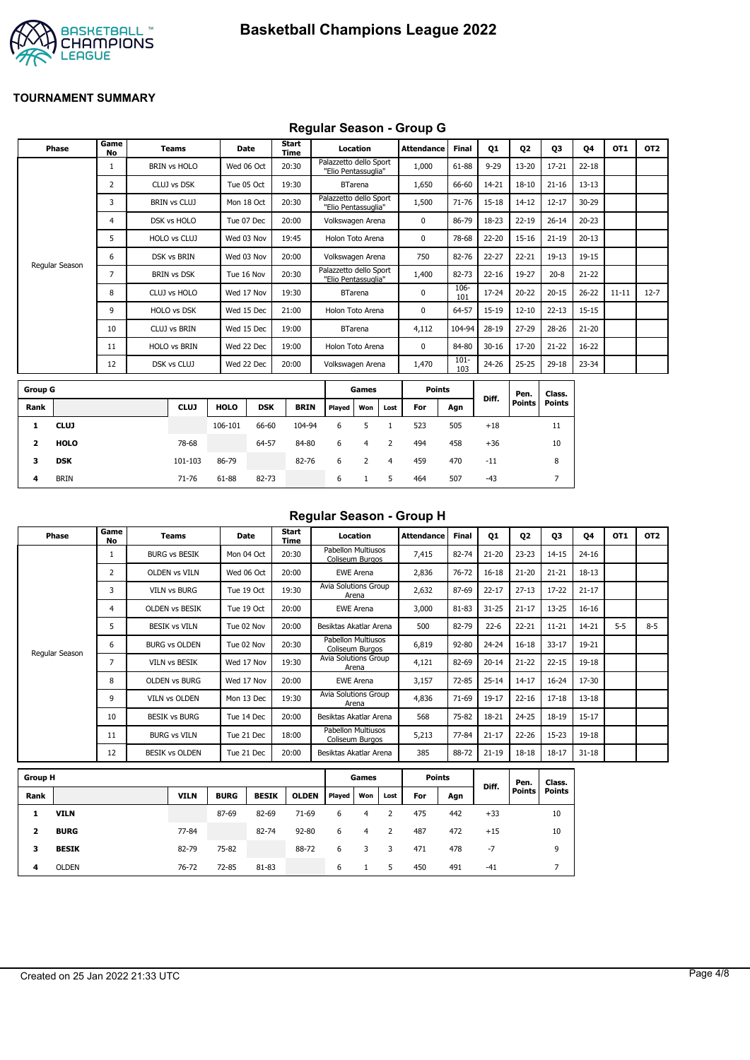# Basketball Champions League 2022

**TOURNAMENT SUMMARY**

## Regular Season - Group G

| Phase | Game No | Teams | Date | Start Time | Location | Attendance | Final | Q1 | Q2 | Q3 | Q4 | OT1 | OT2 |
|---|---|---|---|---|---|---|---|---|---|---|---|---|---|
| Regular Season | 1 | BRIN vs HOLO | Wed 06 Oct | 20:30 | Palazzetto dello Sport "Elio Pentassuglia" | 1,000 | 61-88 | 9-29 | 13-20 | 17-21 | 22-18 | | |
| | 2 | CLUJ vs DSK | Tue 05 Oct | 19:30 | BTarena | 1,650 | 66-60 | 14-21 | 18-10 | 21-16 | 13-13 | | |
| | 3 | BRIN vs CLUJ | Mon 18 Oct | 20:30 | Palazzetto dello Sport "Elio Pentassuglia" | 1,500 | 71-76 | 15-18 | 14-12 | 12-17 | 30-29 | | |
| | 4 | DSK vs HOLO | Tue 07 Dec | 20:00 | Volkswagen Arena | 0 | 86-79 | 18-23 | 22-19 | 26-14 | 20-23 | | |
| | 5 | HOLO vs CLUJ | Wed 03 Nov | 19:45 | Holon Toto Arena | 0 | 78-68 | 22-20 | 15-16 | 21-19 | 20-13 | | |
| | 6 | DSK vs BRIN | Wed 03 Nov | 20:00 | Volkswagen Arena | 750 | 82-76 | 22-27 | 22-21 | 19-13 | 19-15 | | |
| | 7 | BRIN vs DSK | Tue 16 Nov | 20:30 | Palazzetto dello Sport "Elio Pentassuglia" | 1,400 | 82-73 | 22-16 | 19-27 | 20-8 | 21-22 | | |
| | 8 | CLUJ vs HOLO | Wed 17 Nov | 19:30 | BTarena | 0 | 106-101 | 17-24 | 20-22 | 20-15 | 26-22 | 11-11 | 12-7 |
| | 9 | HOLO vs DSK | Wed 15 Dec | 21:00 | Holon Toto Arena | 0 | 64-57 | 15-19 | 12-10 | 22-13 | 15-15 | | |
| | 10 | CLUJ vs BRIN | Wed 15 Dec | 19:00 | BTarena | 4,112 | 104-94 | 28-19 | 27-29 | 28-26 | 21-20 | | |
| | 11 | HOLO vs BRIN | Wed 22 Dec | 19:00 | Holon Toto Arena | 0 | 84-80 | 30-16 | 17-20 | 21-22 | 16-22 | | |
| | 12 | DSK vs CLUJ | Wed 22 Dec | 20:00 | Volkswagen Arena | 1,470 | 101-103 | 24-26 | 25-25 | 29-18 | 23-34 | | |

| Group G | | | | | | Games | | | Points | | Diff. | Pen. Points | Class. Points |
|---|---|---|---|---|---|---|---|---|---|---|---|---|---|
| Rank | | CLUJ | HOLO | DSK | BRIN | Played | Won | Lost | For | Agn | | | |
| 1 | **CLUJ** | | 106-101 | 66-60 | 104-94 | 6 | 5 | 1 | 523 | 505 | +18 | | 11 |
| 2 | **HOLO** | 78-68 | | 64-57 | 84-80 | 6 | 4 | 2 | 494 | 458 | +36 | | 10 |
| 3 | **DSK** | 101-103 | 86-79 | | 82-76 | 6 | 2 | 4 | 459 | 470 | -11 | | 8 |
| 4 | BRIN | 71-76 | 61-88 | 82-73 | | 6 | 1 | 5 | 464 | 507 | -43 | | 7 |

## Regular Season - Group H

| Phase | Game No | Teams | Date | Start Time | Location | Attendance | Final | Q1 | Q2 | Q3 | Q4 | OT1 | OT2 |
|---|---|---|---|---|---|---|---|---|---|---|---|---|---|
| Regular Season | 1 | BURG vs BESIK | Mon 04 Oct | 20:30 | Pabellon Multiusos Coliseum Burgos | 7,415 | 82-74 | 21-20 | 23-23 | 14-15 | 24-16 | | |
| | 2 | OLDEN vs VILN | Wed 06 Oct | 20:00 | EWE Arena | 2,836 | 76-72 | 16-18 | 21-20 | 21-21 | 18-13 | | |
| | 3 | VILN vs BURG | Tue 19 Oct | 19:30 | Avia Solutions Group Arena | 2,632 | 87-69 | 22-17 | 27-13 | 17-22 | 21-17 | | |
| | 4 | OLDEN vs BESIK | Tue 19 Oct | 20:00 | EWE Arena | 3,000 | 81-83 | 31-25 | 21-17 | 13-25 | 16-16 | | |
| | 5 | BESIK vs VILN | Tue 02 Nov | 20:00 | Besiktas Akatlar Arena | 500 | 82-79 | 22-6 | 22-21 | 11-21 | 14-21 | 5-5 | 8-5 |
| | 6 | BURG vs OLDEN | Tue 02 Nov | 20:30 | Pabellon Multiusos Coliseum Burgos | 6,819 | 92-80 | 24-24 | 16-18 | 33-17 | 19-21 | | |
| | 7 | VILN vs BESIK | Wed 17 Nov | 19:30 | Avia Solutions Group Arena | 4,121 | 82-69 | 20-14 | 21-22 | 22-15 | 19-18 | | |
| | 8 | OLDEN vs BURG | Wed 17 Nov | 20:00 | EWE Arena | 3,157 | 72-85 | 25-14 | 14-17 | 16-24 | 17-30 | | |
| | 9 | VILN vs OLDEN | Mon 13 Dec | 19:30 | Avia Solutions Group Arena | 4,836 | 71-69 | 19-17 | 22-16 | 17-18 | 13-18 | | |
| | 10 | BESIK vs BURG | Tue 14 Dec | 20:00 | Besiktas Akatlar Arena | 568 | 75-82 | 18-21 | 24-25 | 18-19 | 15-17 | | |
| | 11 | BURG vs VILN | Tue 21 Dec | 18:00 | Pabellon Multiusos Coliseum Burgos | 5,213 | 77-84 | 21-17 | 22-26 | 15-23 | 19-18 | | |
| | 12 | BESIK vs OLDEN | Tue 21 Dec | 20:00 | Besiktas Akatlar Arena | 385 | 88-72 | 21-19 | 18-18 | 18-17 | 31-18 | | |

| Group H | | | | | | Games | | | Points | | Diff. | Pen. Points | Class. Points |
|---|---|---|---|---|---|---|---|---|---|---|---|---|---|
| Rank | | VILN | BURG | BESIK | OLDEN | Played | Won | Lost | For | Agn | | | |
| 1 | **VILN** | | 87-69 | 82-69 | 71-69 | 6 | 4 | 2 | 475 | 442 | +33 | | 10 |
| 2 | **BURG** | 77-84 | | 82-74 | 92-80 | 6 | 4 | 2 | 487 | 472 | +15 | | 10 |
| 3 | **BESIK** | 82-79 | 75-82 | | 88-72 | 6 | 3 | 3 | 471 | 478 | -7 | | 9 |
| 4 | OLDEN | 76-72 | 72-85 | 81-83 | | 6 | 1 | 5 | 450 | 491 | -41 | | 7 |

Created on 25 Jan 2022 21:33 UTC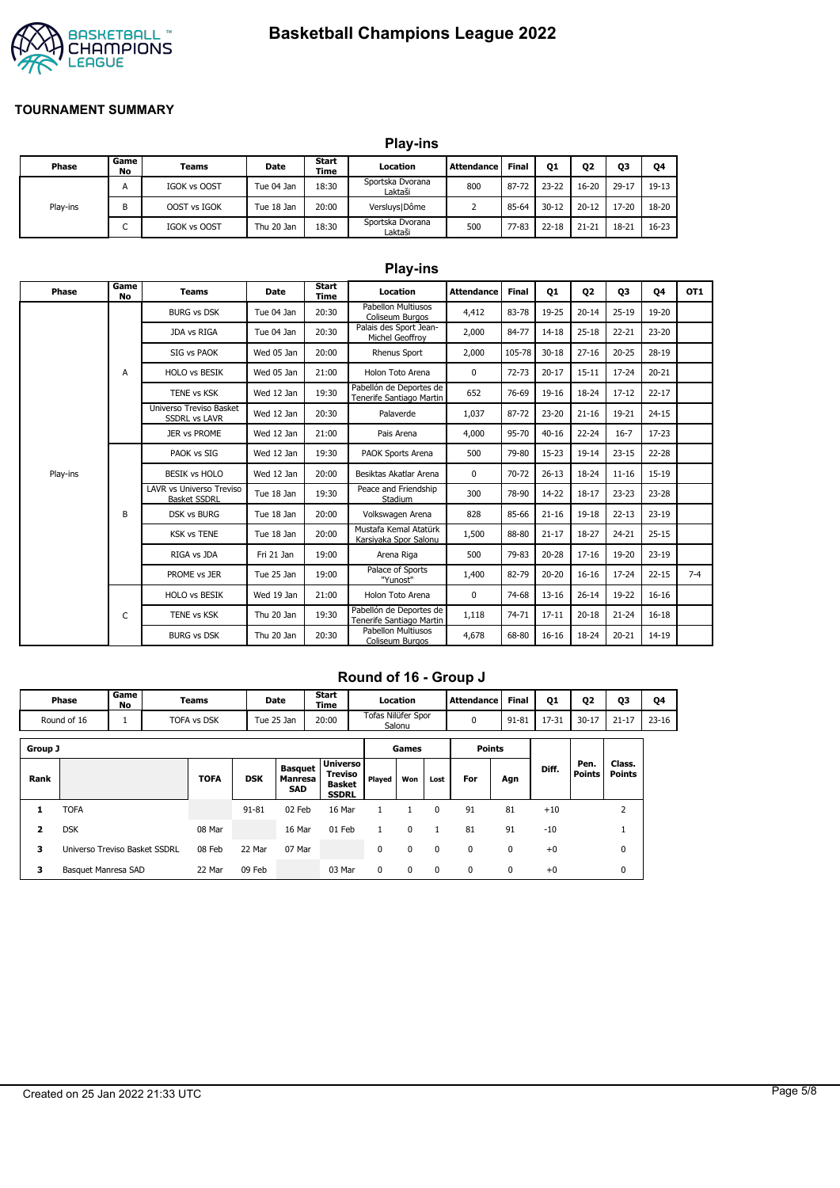# Basketball Champions League 2022

## TOURNAMENT SUMMARY

### Play-ins

| Phase | Game No | Teams | Date | Start Time | Location | Attendance | Final | Q1 | Q2 | Q3 | Q4 |
|---|---|---|---|---|---|---|---|---|---|---|---|
| Play-ins | A | IGOK vs OOST | Tue 04 Jan | 18:30 | Sportska Dvorana Laktaši | 800 | 87-72 | 23-22 | 16-20 | 29-17 | 19-13 |
| | B | OOST vs IGOK | Tue 18 Jan | 20:00 | Versluys\|Dôme | 2 | 85-64 | 30-12 | 20-12 | 17-20 | 18-20 |
| | C | IGOK vs OOST | Thu 20 Jan | 18:30 | Sportska Dvorana Laktaši | 500 | 77-83 | 22-18 | 21-21 | 18-21 | 16-23 |

### Play-ins

| Phase | Game No | Teams | Date | Start Time | Location | Attendance | Final | Q1 | Q2 | Q3 | Q4 | OT1 |
|---|---|---|---|---|---|---|---|---|---|---|---|---|
| Play-ins | A | BURG vs DSK | Tue 04 Jan | 20:30 | Pabellon Multiusos Coliseum Burgos | 4,412 | 83-78 | 19-25 | 20-14 | 25-19 | 19-20 | |
| | | JDA vs RIGA | Tue 04 Jan | 20:30 | Palais des Sport Jean-Michel Geoffroy | 2,000 | 84-77 | 14-18 | 25-18 | 22-21 | 23-20 | |
| | | SIG vs PAOK | Wed 05 Jan | 20:00 | Rhenus Sport | 2,000 | 105-78 | 30-18 | 27-16 | 20-25 | 28-19 | |
| | | HOLO vs BESIK | Wed 05 Jan | 21:00 | Holon Toto Arena | 0 | 72-73 | 20-17 | 15-11 | 17-24 | 20-21 | |
| | | TENE vs KSK | Wed 12 Jan | 19:30 | Pabellón de Deportes de Tenerife Santiago Martin | 652 | 76-69 | 19-16 | 18-24 | 17-12 | 22-17 | |
| | | Universo Treviso Basket SSDRL vs LAVR | Wed 12 Jan | 20:30 | Palaverde | 1,037 | 87-72 | 23-20 | 21-16 | 19-21 | 24-15 | |
| | | JER vs PROME | Wed 12 Jan | 21:00 | Pais Arena | 4,000 | 95-70 | 40-16 | 22-24 | 16-7 | 17-23 | |
| | B | PAOK vs SIG | Wed 12 Jan | 19:30 | PAOK Sports Arena | 500 | 79-80 | 15-23 | 19-14 | 23-15 | 22-28 | |
| | | BESIK vs HOLO | Wed 12 Jan | 20:00 | Besiktas Akatlar Arena | 0 | 70-72 | 26-13 | 18-24 | 11-16 | 15-19 | |
| | | LAVR vs Universo Treviso Basket SSDRL | Tue 18 Jan | 19:30 | Peace and Friendship Stadium | 300 | 78-90 | 14-22 | 18-17 | 23-23 | 23-28 | |
| | | DSK vs BURG | Tue 18 Jan | 20:00 | Volkswagen Arena | 828 | 85-66 | 21-16 | 19-18 | 22-13 | 23-19 | |
| | | KSK vs TENE | Tue 18 Jan | 20:00 | Mustafa Kemal Atatürk Karsiyaka Spor Salonu | 1,500 | 88-80 | 21-17 | 18-27 | 24-21 | 25-15 | |
| | | RIGA vs JDA | Fri 21 Jan | 19:00 | Arena Riga | 500 | 79-83 | 20-28 | 17-16 | 19-20 | 23-19 | |
| | | PROME vs JER | Tue 25 Jan | 19:00 | Palace of Sports "Yunost" | 1,400 | 82-79 | 20-20 | 16-16 | 17-24 | 22-15 | 7-4 |
| | C | HOLO vs BESIK | Wed 19 Jan | 21:00 | Holon Toto Arena | 0 | 74-68 | 13-16 | 26-14 | 19-22 | 16-16 | |
| | | TENE vs KSK | Thu 20 Jan | 19:30 | Pabellón de Deportes de Tenerife Santiago Martin | 1,118 | 74-71 | 17-11 | 20-18 | 21-24 | 16-18 | |
| | | BURG vs DSK | Thu 20 Jan | 20:30 | Pabellon Multiusos Coliseum Burgos | 4,678 | 68-80 | 16-16 | 18-24 | 20-21 | 14-19 | |

### Round of 16 - Group J

| Phase | Game No | Teams | Date | Start Time | Location | Attendance | Final | Q1 | Q2 | Q3 | Q4 |
|---|---|---|---|---|---|---|---|---|---|---|---|
| Round of 16 | 1 | TOFA vs DSK | Tue 25 Jan | 20:00 | Tofas Nilüfer Spor Salonu | 0 | 91-81 | 17-31 | 30-17 | 21-17 | 23-16 |

| Group J | | | | | | Games | | | Points | | | | |
|---|---|---|---|---|---|---|---|---|---|---|---|---|---|
| Rank | | TOFA | DSK | Basquet Manresa SAD | Universo Treviso Basket SSDRL | Played | Won | Lost | For | Agn | Diff. | Pen. Points | Class. Points |
| 1 | TOFA | | 91-81 | 02 Feb | 16 Mar | 1 | 1 | 0 | 91 | 81 | +10 | | 2 |
| 2 | DSK | 08 Mar | | 16 Mar | 01 Feb | 1 | 0 | 1 | 81 | 91 | -10 | | 1 |
| 3 | Universo Treviso Basket SSDRL | 08 Feb | 22 Mar | 07 Mar | | 0 | 0 | 0 | 0 | 0 | +0 | | 0 |
| 3 | Basquet Manresa SAD | 22 Mar | 09 Feb | | 03 Mar | 0 | 0 | 0 | 0 | 0 | +0 | | 0 |

Created on 25 Jan 2022 21:33 UTC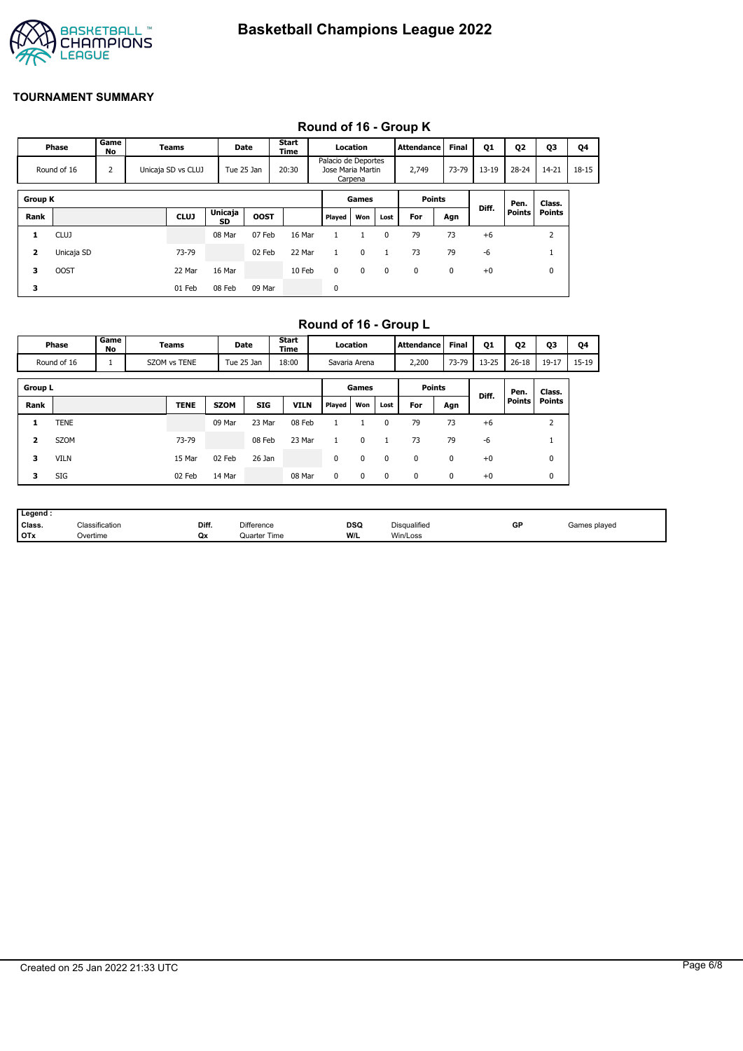# Basketball Champions League 2022

## TOURNAMENT SUMMARY

### Round of 16 - Group K

| Phase | Game No | Teams | Date | Start Time | Location | Attendance | Final | Q1 | Q2 | Q3 | Q4 |
|---|---|---|---|---|---|---|---|---|---|---|---|
| Round of 16 | 2 | Unicaja SD vs CLUJ | Tue 25 Jan | 20:30 | Palacio de Deportes Jose Maria Martin Carpena | 2,749 | 73-79 | 13-19 | 28-24 | 14-21 | 18-15 |

| Group K | | | | | | Games | | | Points | | Diff. | Pen. Points | Class. Points |
|---|---|---|---|---|---|---|---|---|---|---|---|---|---|
| Rank | | CLUJ | Unicaja SD | OOST | | Played | Won | Lost | For | Agn | | | |
| 1 | CLUJ | | 08 Mar | 07 Feb | 16 Mar | 1 | 1 | 0 | 79 | 73 | +6 | | 2 |
| 2 | Unicaja SD | 73-79 | | 02 Feb | 22 Mar | 1 | 0 | 1 | 73 | 79 | -6 | | 1 |
| 3 | OOST | 22 Mar | 16 Mar | | 10 Feb | 0 | 0 | 0 | 0 | 0 | +0 | | 0 |
| 3 | | 01 Feb | 08 Feb | 09 Mar | | 0 | | | | | | | |

### Round of 16 - Group L

| Phase | Game No | Teams | Date | Start Time | Location | Attendance | Final | Q1 | Q2 | Q3 | Q4 |
|---|---|---|---|---|---|---|---|---|---|---|---|
| Round of 16 | 1 | SZOM vs TENE | Tue 25 Jan | 18:00 | Savaria Arena | 2,200 | 73-79 | 13-25 | 26-18 | 19-17 | 15-19 |

| Group L | | | | | | Games | | | Points | | Diff. | Pen. Points | Class. Points |
|---|---|---|---|---|---|---|---|---|---|---|---|---|---|
| Rank | | TENE | SZOM | SIG | VILN | Played | Won | Lost | For | Agn | | | |
| 1 | TENE | | 09 Mar | 23 Mar | 08 Feb | 1 | 1 | 0 | 79 | 73 | +6 | | 2 |
| 2 | SZOM | 73-79 | | 08 Feb | 23 Mar | 1 | 0 | 1 | 73 | 79 | -6 | | 1 |
| 3 | VILN | 15 Mar | 02 Feb | 26 Jan | | 0 | 0 | 0 | 0 | 0 | +0 | | 0 |
| 3 | SIG | 02 Feb | 14 Mar | | 08 Mar | 0 | 0 | 0 | 0 | 0 | +0 | | 0 |

| Legend : | | | | | | | |
|---|---|---|---|---|---|---|---|
| Class. | Classification | Diff. | Difference | DSQ | Disqualified | GP | Games played |
| OTx | Overtime | Qx | Quarter Time | W/L | Win/Loss | | |

Created on 25 Jan 2022 21:33 UTC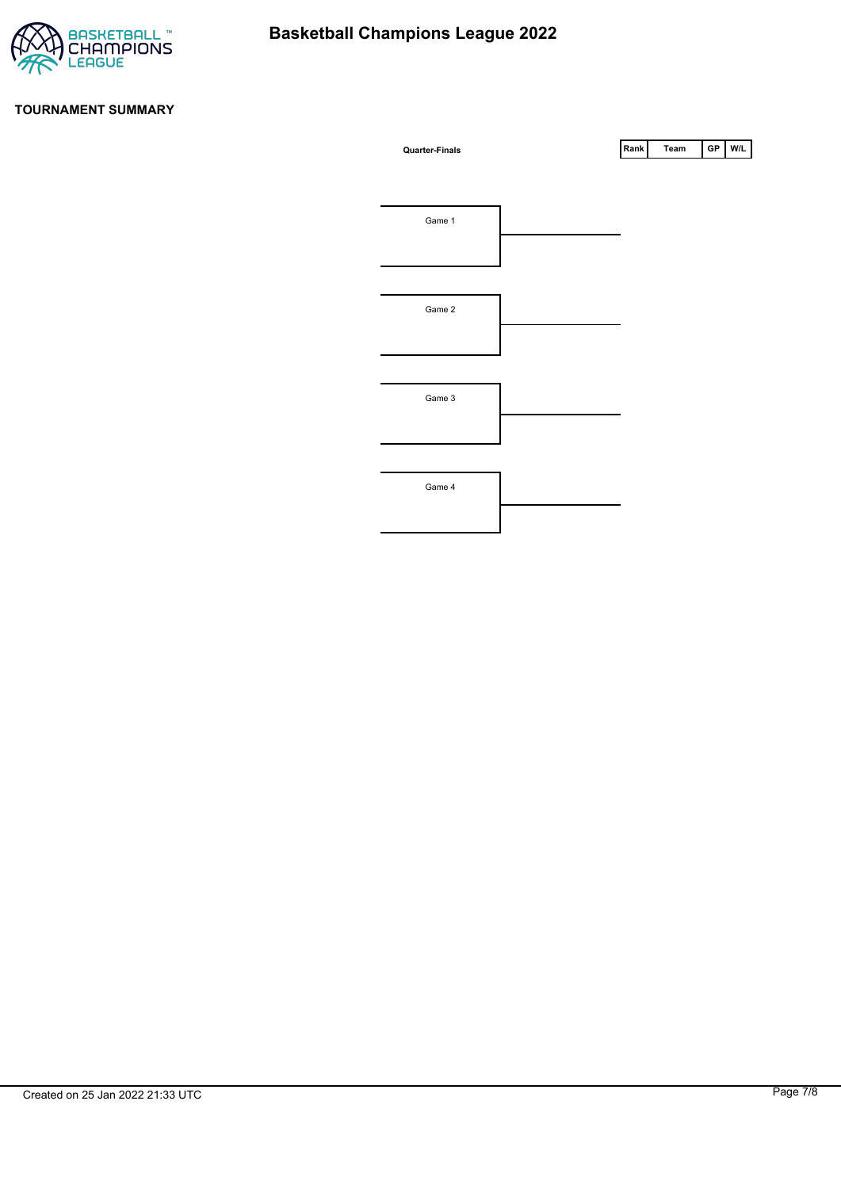# Basketball Champions League 2022

## TOURNAMENT SUMMARY

**Quarter-Finals**

Game 1

Game 2

Game 3

Game 4

| Rank | Team | GP | W/L |
|---|---|---|---|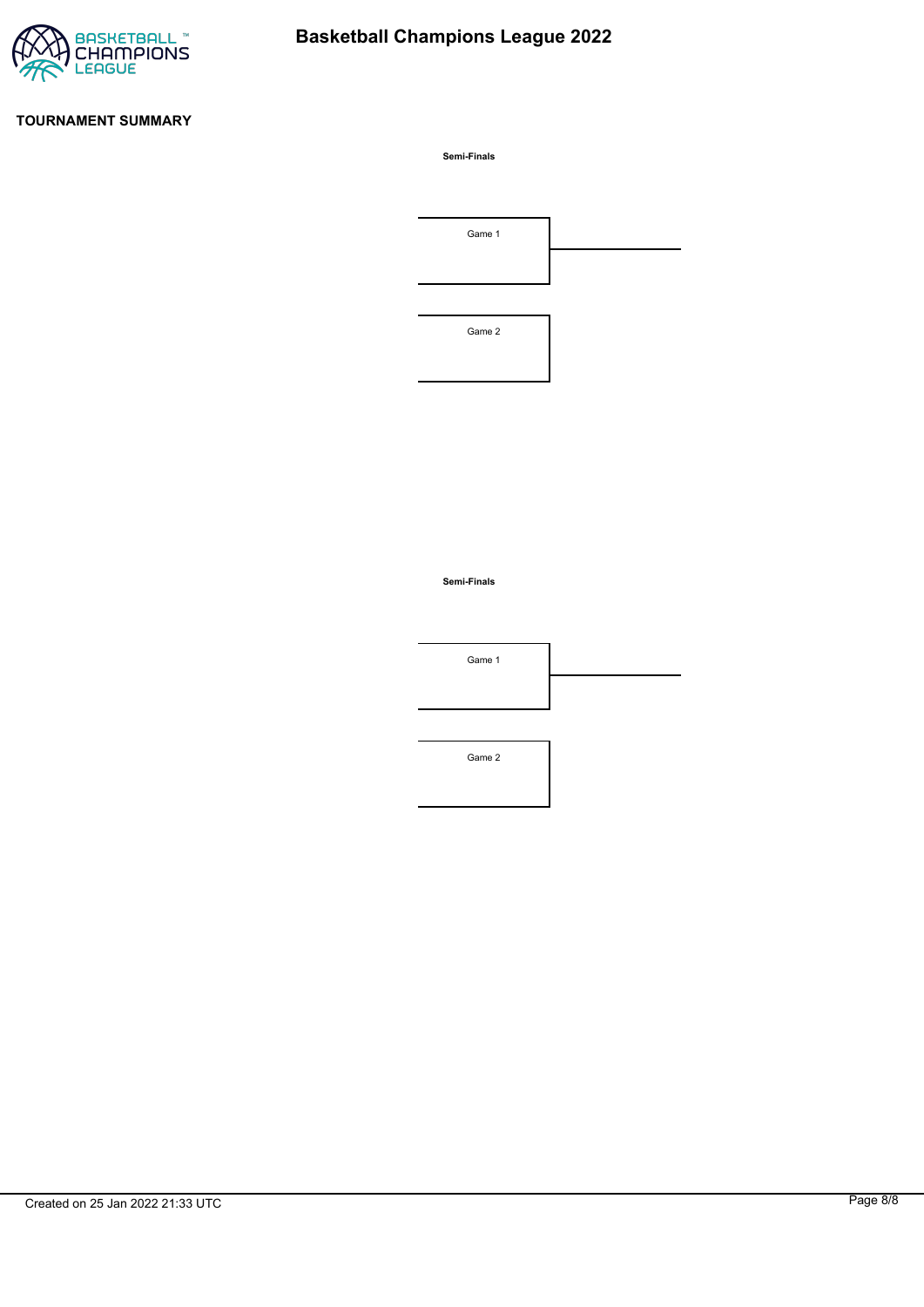# Basketball Champions League 2022

## TOURNAMENT SUMMARY

**Semi-Finals**

Game 1

Game 2

**Semi-Finals**

Game 1

Game 2

Created on 25 Jan 2022 21:33 UTC